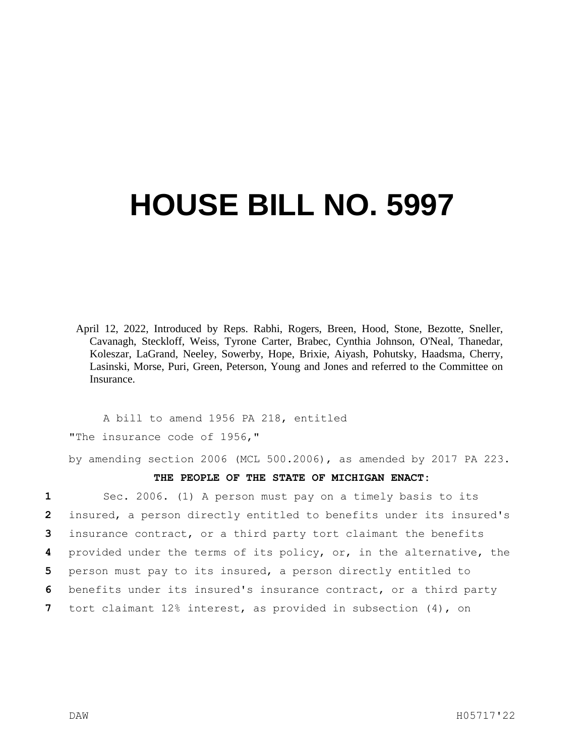# HOUSE BILL NO. 5997

April 12, 2022, Introduced by Reps. Rabhi, Rogers, Breen, Hood, Stone, Bezotte, Sneller, Cavanagh, Steckloff, Weiss, Tyrone Carter, Brabec, Cynthia Johnson, O'Neal, Thanedar, Koleszar, LaGrand, Neeley, Sowerby, Hope, Brixie, Aiyash, Pohutsky, Haadsma, Cherry, Lasinski, Morse, Puri, Green, Peterson, Young and Jones and referred to the Committee on Insurance.

A bill to amend 1956 PA 218, entitled

"The insurance code of 1956,"

by amending section 2006 (MCL 500.2006), as amended by 2017 PA 223.

**THE PEOPLE OF THE STATE OF MICHIGAN ENACT:**

1 Sec. 2006. (1) A person must pay on a timely basis to its
2 insured, a person directly entitled to benefits under its insured's
3 insurance contract, or a third party tort claimant the benefits
4 provided under the terms of its policy, or, in the alternative, the
5 person must pay to its insured, a person directly entitled to
6 benefits under its insured's insurance contract, or a third party
7 tort claimant 12% interest, as provided in subsection (4), on

DAW H05717'22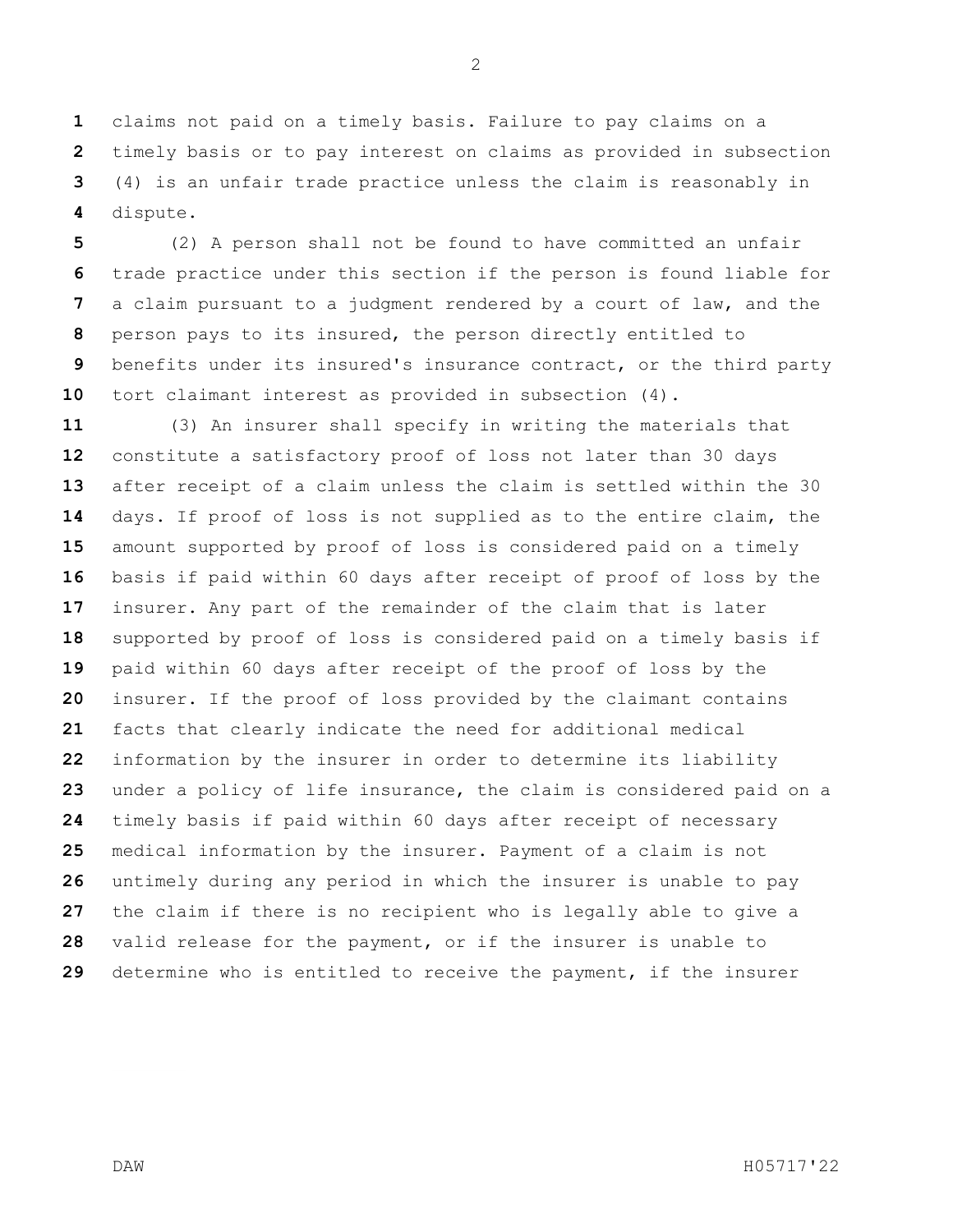claims not paid on a timely basis. Failure to pay claims on a timely basis or to pay interest on claims as provided in subsection (4) is an unfair trade practice unless the claim is reasonably in dispute.

(2) A person shall not be found to have committed an unfair trade practice under this section if the person is found liable for a claim pursuant to a judgment rendered by a court of law, and the person pays to its insured, the person directly entitled to benefits under its insured's insurance contract, or the third party tort claimant interest as provided in subsection (4).

(3) An insurer shall specify in writing the materials that constitute a satisfactory proof of loss not later than 30 days after receipt of a claim unless the claim is settled within the 30 days. If proof of loss is not supplied as to the entire claim, the amount supported by proof of loss is considered paid on a timely basis if paid within 60 days after receipt of proof of loss by the insurer. Any part of the remainder of the claim that is later supported by proof of loss is considered paid on a timely basis if paid within 60 days after receipt of the proof of loss by the insurer. If the proof of loss provided by the claimant contains facts that clearly indicate the need for additional medical information by the insurer in order to determine its liability under a policy of life insurance, the claim is considered paid on a timely basis if paid within 60 days after receipt of necessary medical information by the insurer. Payment of a claim is not untimely during any period in which the insurer is unable to pay the claim if there is no recipient who is legally able to give a valid release for the payment, or if the insurer is unable to determine who is entitled to receive the payment, if the insurer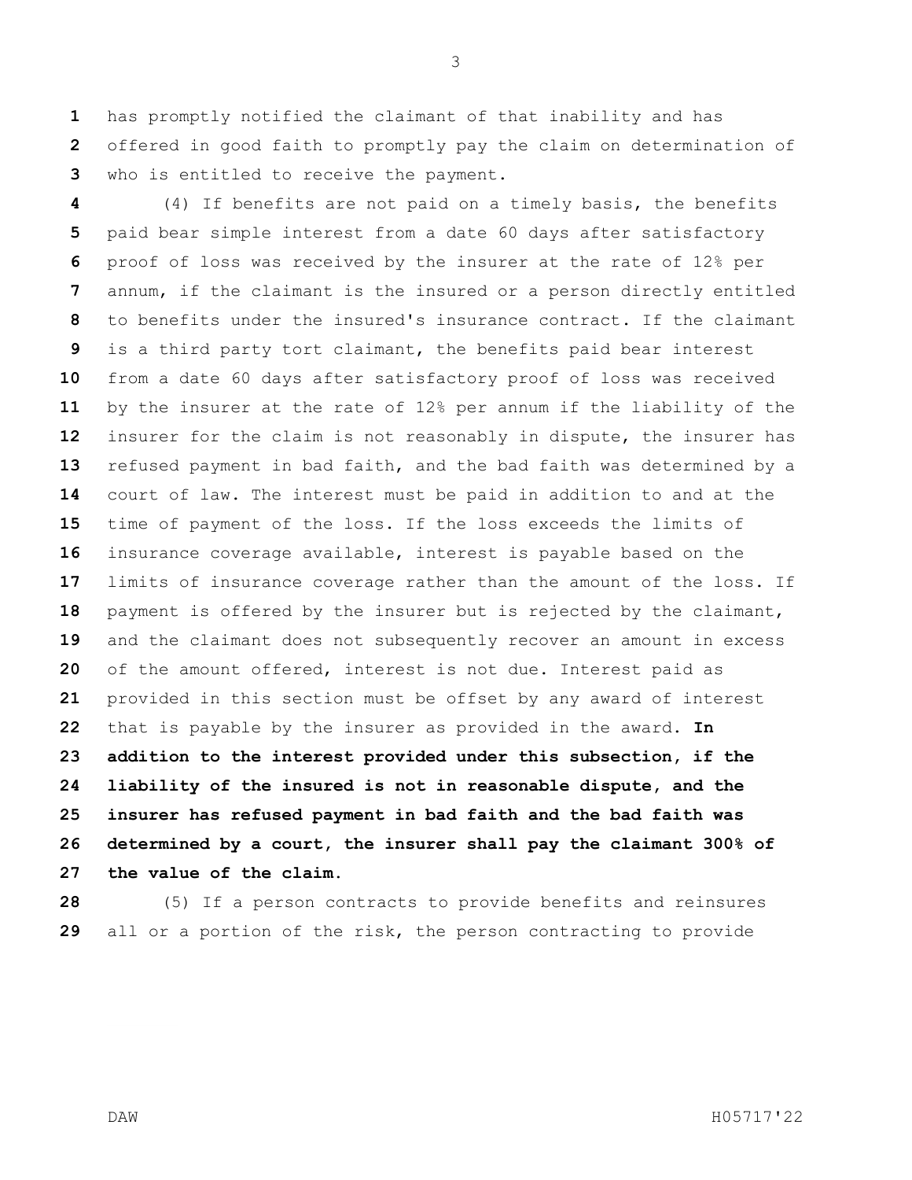has promptly notified the claimant of that inability and has offered in good faith to promptly pay the claim on determination of who is entitled to receive the payment.

(4) If benefits are not paid on a timely basis, the benefits paid bear simple interest from a date 60 days after satisfactory proof of loss was received by the insurer at the rate of 12% per annum, if the claimant is the insured or a person directly entitled to benefits under the insured's insurance contract. If the claimant is a third party tort claimant, the benefits paid bear interest from a date 60 days after satisfactory proof of loss was received by the insurer at the rate of 12% per annum if the liability of the insurer for the claim is not reasonably in dispute, the insurer has refused payment in bad faith, and the bad faith was determined by a court of law. The interest must be paid in addition to and at the time of payment of the loss. If the loss exceeds the limits of insurance coverage available, interest is payable based on the limits of insurance coverage rather than the amount of the loss. If payment is offered by the insurer but is rejected by the claimant, and the claimant does not subsequently recover an amount in excess of the amount offered, interest is not due. Interest paid as provided in this section must be offset by any award of interest that is payable by the insurer as provided in the award. **In addition to the interest provided under this subsection, if the liability of the insured is not in reasonable dispute, and the insurer has refused payment in bad faith and the bad faith was determined by a court, the insurer shall pay the claimant 300% of the value of the claim.**

(5) If a person contracts to provide benefits and reinsures all or a portion of the risk, the person contracting to provide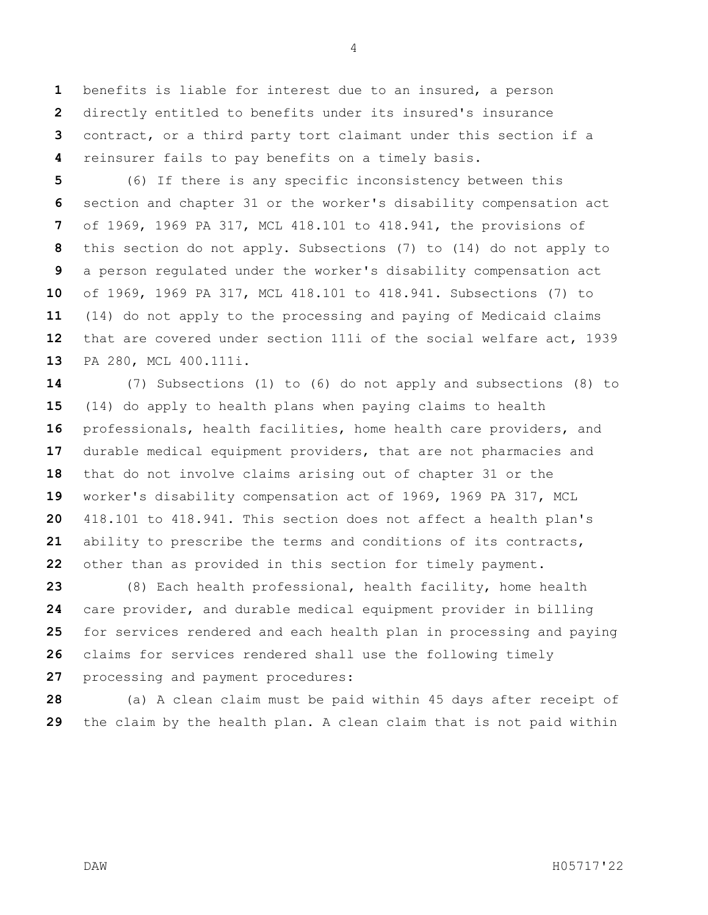benefits is liable for interest due to an insured, a person directly entitled to benefits under its insured's insurance contract, or a third party tort claimant under this section if a reinsurer fails to pay benefits on a timely basis.

(6) If there is any specific inconsistency between this section and chapter 31 or the worker's disability compensation act of 1969, 1969 PA 317, MCL 418.101 to 418.941, the provisions of this section do not apply. Subsections (7) to (14) do not apply to a person regulated under the worker's disability compensation act of 1969, 1969 PA 317, MCL 418.101 to 418.941. Subsections (7) to (14) do not apply to the processing and paying of Medicaid claims that are covered under section 111i of the social welfare act, 1939 PA 280, MCL 400.111i.

(7) Subsections (1) to (6) do not apply and subsections (8) to (14) do apply to health plans when paying claims to health professionals, health facilities, home health care providers, and durable medical equipment providers, that are not pharmacies and that do not involve claims arising out of chapter 31 or the worker's disability compensation act of 1969, 1969 PA 317, MCL 418.101 to 418.941. This section does not affect a health plan's ability to prescribe the terms and conditions of its contracts, other than as provided in this section for timely payment.

(8) Each health professional, health facility, home health care provider, and durable medical equipment provider in billing for services rendered and each health plan in processing and paying claims for services rendered shall use the following timely processing and payment procedures:

(a) A clean claim must be paid within 45 days after receipt of the claim by the health plan. A clean claim that is not paid within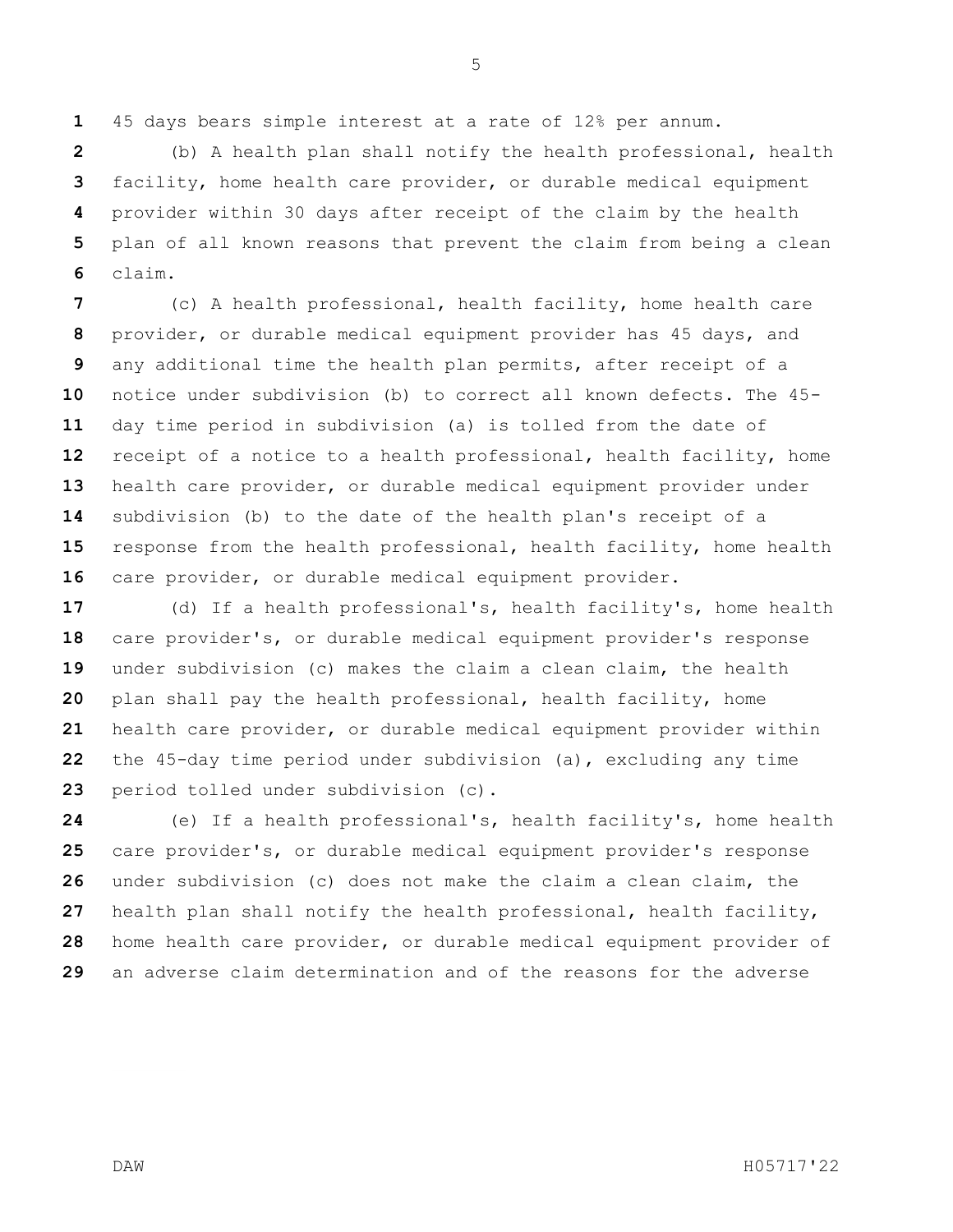45 days bears simple interest at a rate of 12% per annum.

(b) A health plan shall notify the health professional, health facility, home health care provider, or durable medical equipment provider within 30 days after receipt of the claim by the health plan of all known reasons that prevent the claim from being a clean claim.

(c) A health professional, health facility, home health care provider, or durable medical equipment provider has 45 days, and any additional time the health plan permits, after receipt of a notice under subdivision (b) to correct all known defects. The 45-day time period in subdivision (a) is tolled from the date of receipt of a notice to a health professional, health facility, home health care provider, or durable medical equipment provider under subdivision (b) to the date of the health plan's receipt of a response from the health professional, health facility, home health care provider, or durable medical equipment provider.

(d) If a health professional's, health facility's, home health care provider's, or durable medical equipment provider's response under subdivision (c) makes the claim a clean claim, the health plan shall pay the health professional, health facility, home health care provider, or durable medical equipment provider within the 45-day time period under subdivision (a), excluding any time period tolled under subdivision (c).

(e) If a health professional's, health facility's, home health care provider's, or durable medical equipment provider's response under subdivision (c) does not make the claim a clean claim, the health plan shall notify the health professional, health facility, home health care provider, or durable medical equipment provider of an adverse claim determination and of the reasons for the adverse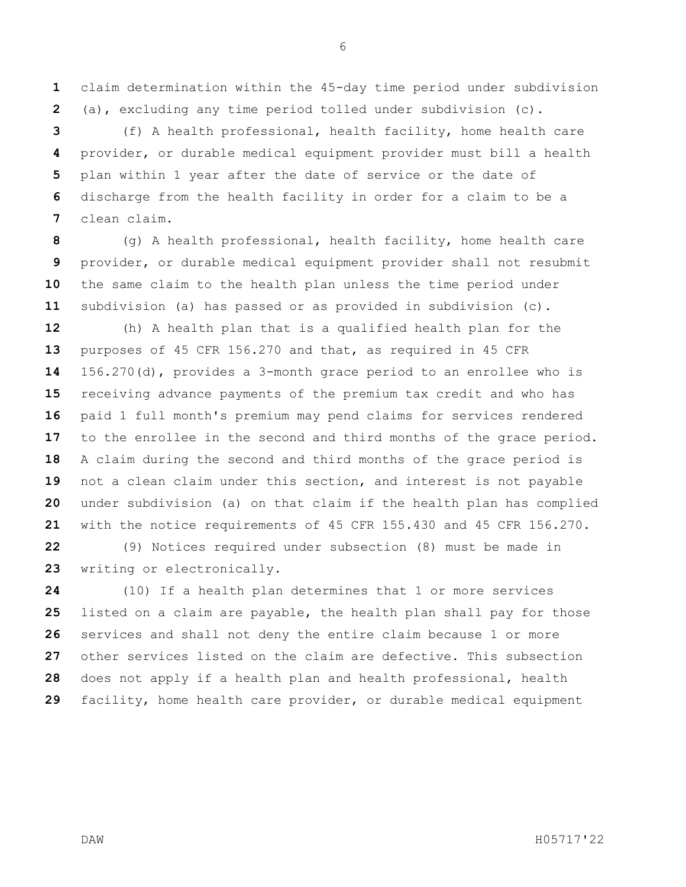claim determination within the 45-day time period under subdivision (a), excluding any time period tolled under subdivision (c).

(f) A health professional, health facility, home health care provider, or durable medical equipment provider must bill a health plan within 1 year after the date of service or the date of discharge from the health facility in order for a claim to be a clean claim.

(g) A health professional, health facility, home health care provider, or durable medical equipment provider shall not resubmit the same claim to the health plan unless the time period under subdivision (a) has passed or as provided in subdivision (c).

(h) A health plan that is a qualified health plan for the purposes of 45 CFR 156.270 and that, as required in 45 CFR 156.270(d), provides a 3-month grace period to an enrollee who is receiving advance payments of the premium tax credit and who has paid 1 full month's premium may pend claims for services rendered to the enrollee in the second and third months of the grace period. A claim during the second and third months of the grace period is not a clean claim under this section, and interest is not payable under subdivision (a) on that claim if the health plan has complied with the notice requirements of 45 CFR 155.430 and 45 CFR 156.270.

(9) Notices required under subsection (8) must be made in writing or electronically.

(10) If a health plan determines that 1 or more services listed on a claim are payable, the health plan shall pay for those services and shall not deny the entire claim because 1 or more other services listed on the claim are defective. This subsection does not apply if a health plan and health professional, health facility, home health care provider, or durable medical equipment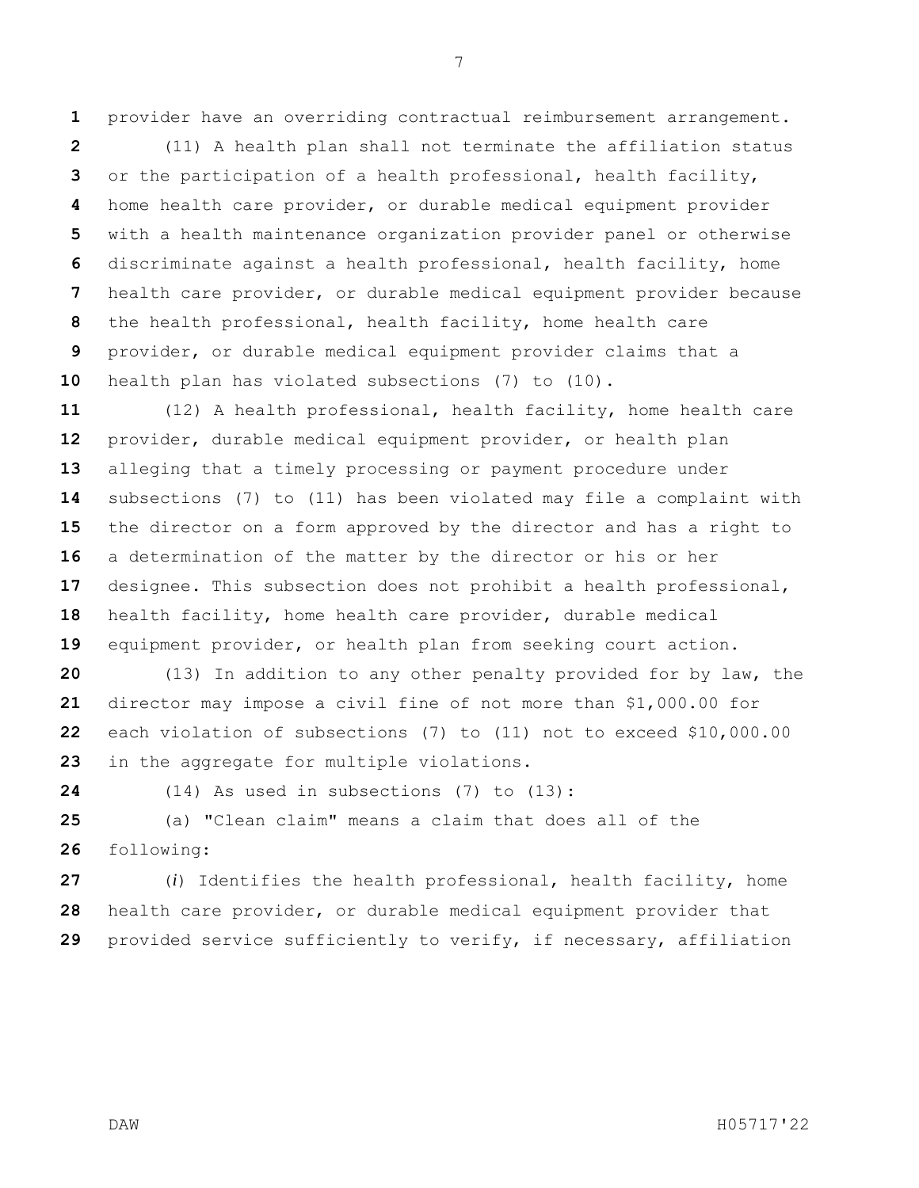provider have an overriding contractual reimbursement arrangement.

(11) A health plan shall not terminate the affiliation status or the participation of a health professional, health facility, home health care provider, or durable medical equipment provider with a health maintenance organization provider panel or otherwise discriminate against a health professional, health facility, home health care provider, or durable medical equipment provider because the health professional, health facility, home health care provider, or durable medical equipment provider claims that a health plan has violated subsections (7) to (10).

(12) A health professional, health facility, home health care provider, durable medical equipment provider, or health plan alleging that a timely processing or payment procedure under subsections (7) to (11) has been violated may file a complaint with the director on a form approved by the director and has a right to a determination of the matter by the director or his or her designee. This subsection does not prohibit a health professional, health facility, home health care provider, durable medical equipment provider, or health plan from seeking court action.

(13) In addition to any other penalty provided for by law, the director may impose a civil fine of not more than $1,000.00 for each violation of subsections (7) to (11) not to exceed $10,000.00 in the aggregate for multiple violations.

(14) As used in subsections (7) to (13):

(a) "Clean claim" means a claim that does all of the following:

(*i*) Identifies the health professional, health facility, home health care provider, or durable medical equipment provider that provided service sufficiently to verify, if necessary, affiliation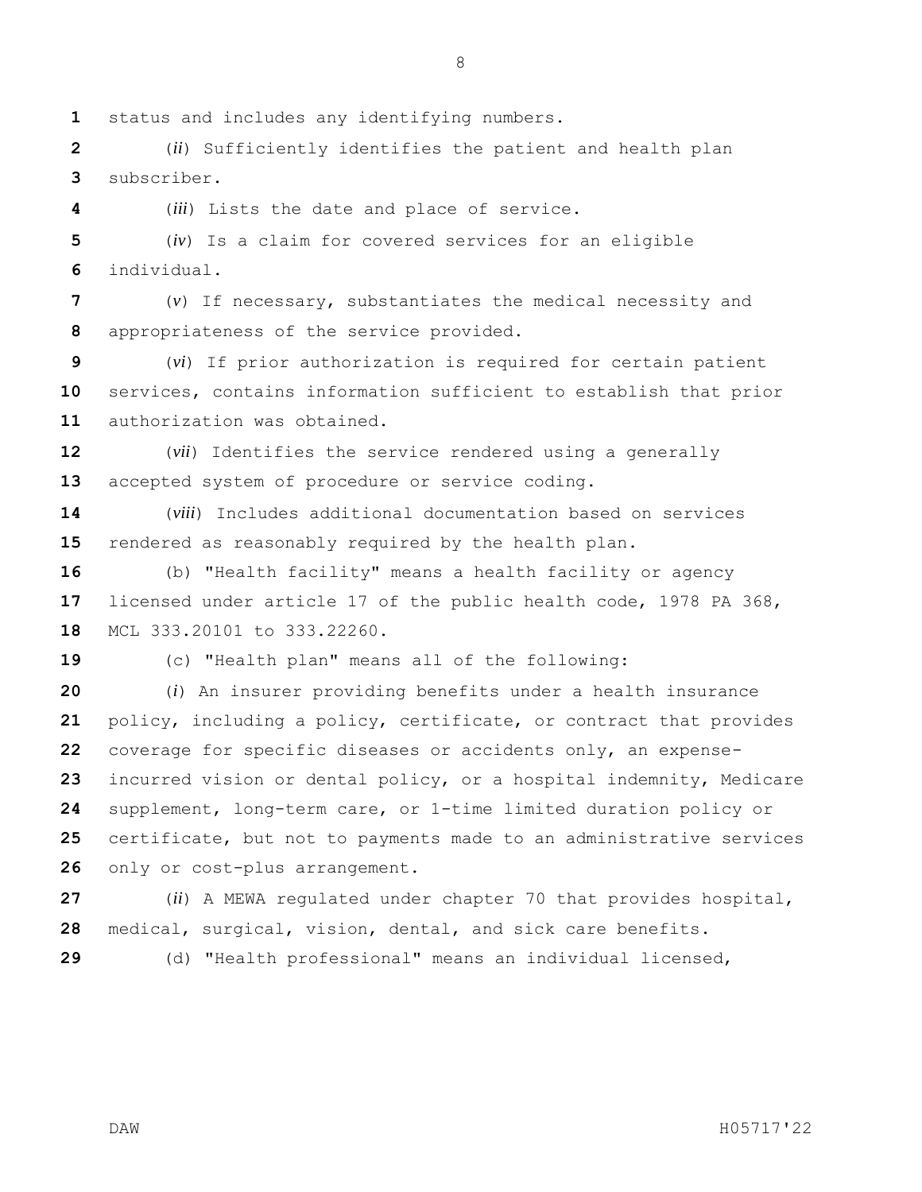status and includes any identifying numbers.

(*ii*) Sufficiently identifies the patient and health plan subscriber.

(*iii*) Lists the date and place of service.

(*iv*) Is a claim for covered services for an eligible individual.

(*v*) If necessary, substantiates the medical necessity and appropriateness of the service provided.

(*vi*) If prior authorization is required for certain patient services, contains information sufficient to establish that prior authorization was obtained.

(*vii*) Identifies the service rendered using a generally accepted system of procedure or service coding.

(*viii*) Includes additional documentation based on services rendered as reasonably required by the health plan.

(b) "Health facility" means a health facility or agency licensed under article 17 of the public health code, 1978 PA 368, MCL 333.20101 to 333.22260.

(c) "Health plan" means all of the following:

(*i*) An insurer providing benefits under a health insurance policy, including a policy, certificate, or contract that provides coverage for specific diseases or accidents only, an expense-incurred vision or dental policy, or a hospital indemnity, Medicare supplement, long-term care, or 1-time limited duration policy or certificate, but not to payments made to an administrative services only or cost-plus arrangement.

(*ii*) A MEWA regulated under chapter 70 that provides hospital, medical, surgical, vision, dental, and sick care benefits.

(d) "Health professional" means an individual licensed,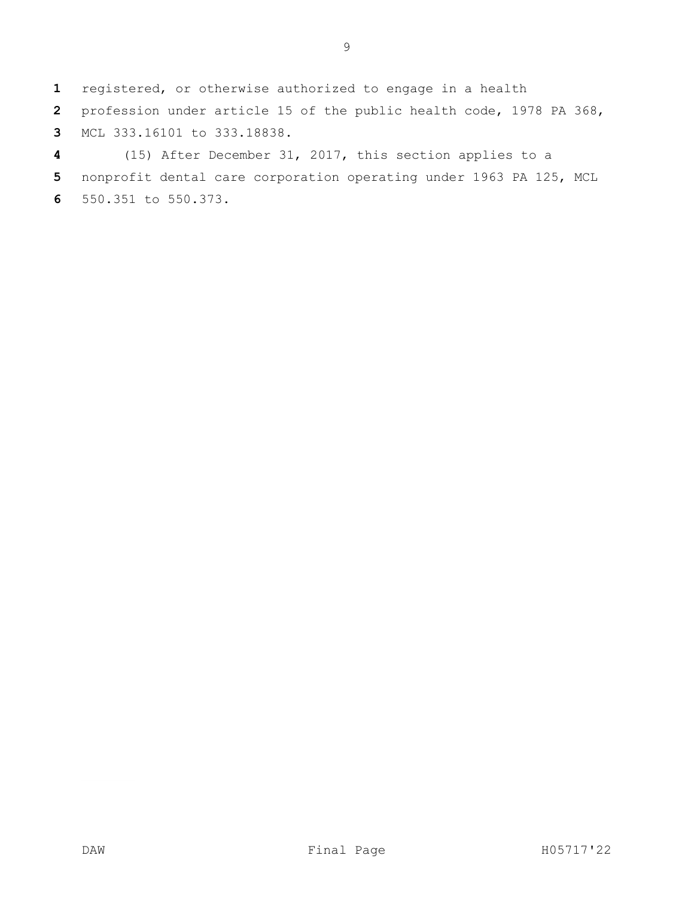registered, or otherwise authorized to engage in a health profession under article 15 of the public health code, 1978 PA 368, MCL 333.16101 to 333.18838.

(15) After December 31, 2017, this section applies to a nonprofit dental care corporation operating under 1963 PA 125, MCL 550.351 to 550.373.